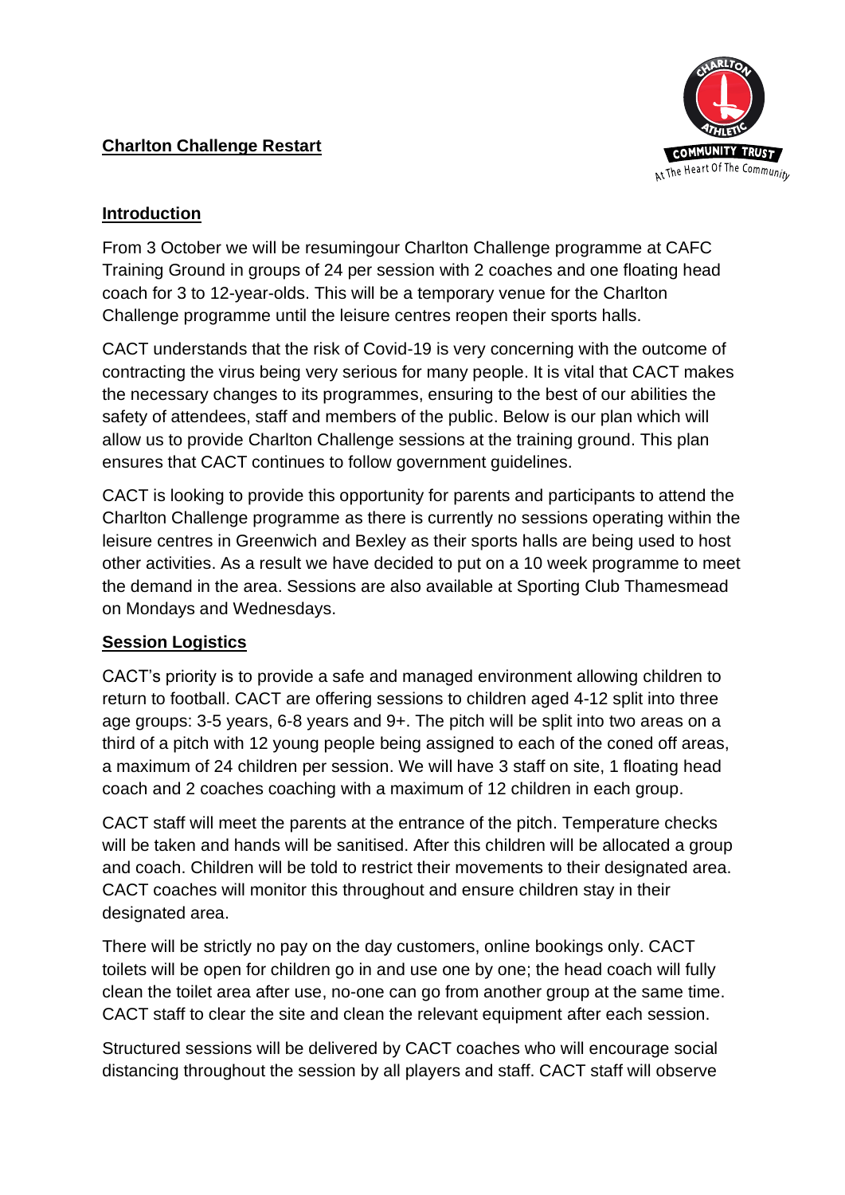**Charlton Challenge Restart**

**Introduction**

From 3 October we will be resumingour Charlton Challenge programme at CAFC Training Ground in groups of 24 per session with 2 coaches and one floating head coach for 3 to 12-year-olds. This will be a temporary venue for the Charlton Challenge programme until the leisure centres reopen their sports halls.

CACT understands that the risk of Covid-19 is very concerning with the outcome of contracting the virus being very serious for many people. It is vital that CACT makes the necessary changes to its programmes, ensuring to the best of our abilities the safety of attendees, staff and members of the public. Below is our plan which will allow us to provide Charlton Challenge sessions at the training ground. This plan ensures that CACT continues to follow government guidelines.

CACT is looking to provide this opportunity for parents and participants to attend the Charlton Challenge programme as there is currently no sessions operating within the leisure centres in Greenwich and Bexley as their sports halls are being used to host other activities. As a result we have decided to put on a 10 week programme to meet the demand in the area. Sessions are also available at Sporting Club Thamesmead on Mondays and Wednesdays.

**Session Logistics**

CACT's priority is to provide a safe and managed environment allowing children to return to football. CACT are offering sessions to children aged 4-12 split into three age groups: 3-5 years, 6-8 years and 9+. The pitch will be split into two areas on a third of a pitch with 12 young people being assigned to each of the coned off areas, a maximum of 24 children per session. We will have 3 staff on site, 1 floating head coach and 2 coaches coaching with a maximum of 12 children in each group.

CACT staff will meet the parents at the entrance of the pitch. Temperature checks will be taken and hands will be sanitised. After this children will be allocated a group and coach. Children will be told to restrict their movements to their designated area. CACT coaches will monitor this throughout and ensure children stay in their designated area.

There will be strictly no pay on the day customers, online bookings only. CACT toilets will be open for children go in and use one by one; the head coach will fully clean the toilet area after use, no-one can go from another group at the same time. CACT staff to clear the site and clean the relevant equipment after each session.

Structured sessions will be delivered by CACT coaches who will encourage social distancing throughout the session by all players and staff. CACT staff will observe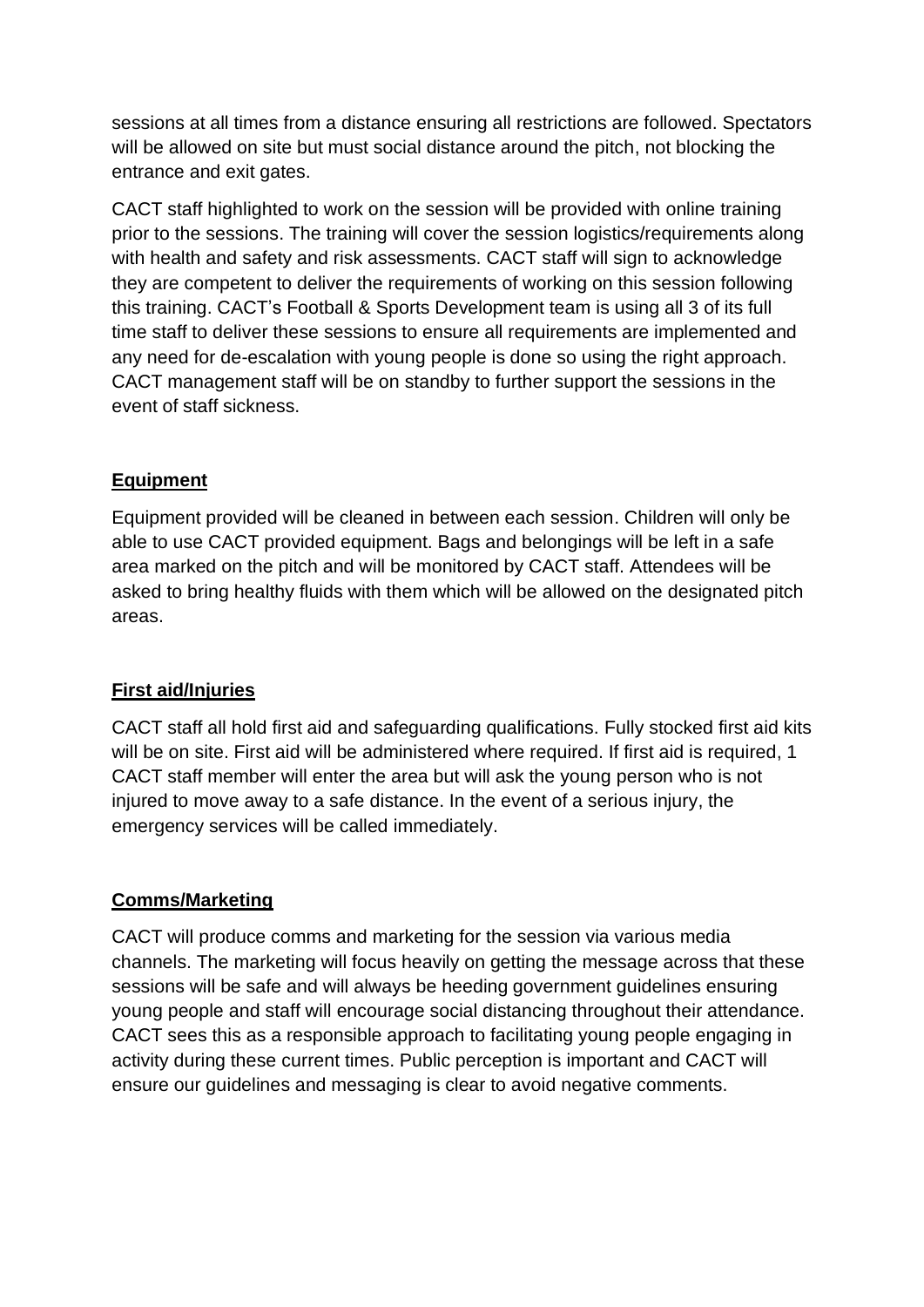sessions at all times from a distance ensuring all restrictions are followed. Spectators will be allowed on site but must social distance around the pitch, not blocking the entrance and exit gates.

CACT staff highlighted to work on the session will be provided with online training prior to the sessions. The training will cover the session logistics/requirements along with health and safety and risk assessments. CACT staff will sign to acknowledge they are competent to deliver the requirements of working on this session following this training. CACT's Football & Sports Development team is using all 3 of its full time staff to deliver these sessions to ensure all requirements are implemented and any need for de-escalation with young people is done so using the right approach. CACT management staff will be on standby to further support the sessions in the event of staff sickness.

## Equipment

Equipment provided will be cleaned in between each session. Children will only be able to use CACT provided equipment. Bags and belongings will be left in a safe area marked on the pitch and will be monitored by CACT staff. Attendees will be asked to bring healthy fluids with them which will be allowed on the designated pitch areas.

## First aid/Injuries

CACT staff all hold first aid and safeguarding qualifications. Fully stocked first aid kits will be on site. First aid will be administered where required. If first aid is required, 1 CACT staff member will enter the area but will ask the young person who is not injured to move away to a safe distance. In the event of a serious injury, the emergency services will be called immediately.

## Comms/Marketing

CACT will produce comms and marketing for the session via various media channels. The marketing will focus heavily on getting the message across that these sessions will be safe and will always be heeding government guidelines ensuring young people and staff will encourage social distancing throughout their attendance. CACT sees this as a responsible approach to facilitating young people engaging in activity during these current times. Public perception is important and CACT will ensure our guidelines and messaging is clear to avoid negative comments.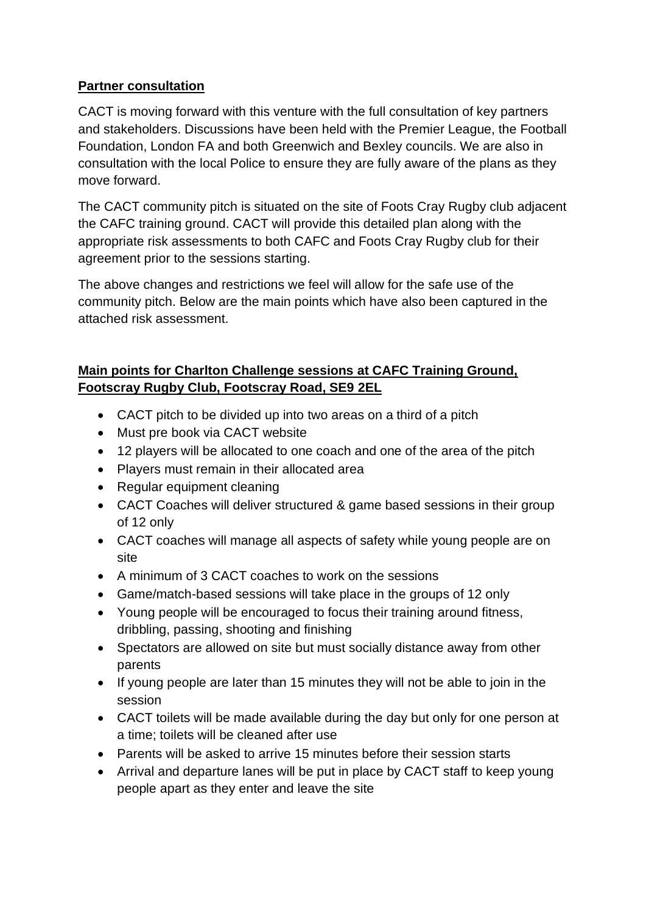**Partner consultation**

CACT is moving forward with this venture with the full consultation of key partners and stakeholders. Discussions have been held with the Premier League, the Football Foundation, London FA and both Greenwich and Bexley councils. We are also in consultation with the local Police to ensure they are fully aware of the plans as they move forward.

The CACT community pitch is situated on the site of Foots Cray Rugby club adjacent the CAFC training ground. CACT will provide this detailed plan along with the appropriate risk assessments to both CAFC and Foots Cray Rugby club for their agreement prior to the sessions starting.

The above changes and restrictions we feel will allow for the safe use of the community pitch. Below are the main points which have also been captured in the attached risk assessment.

**Main points for Charlton Challenge sessions at CAFC Training Ground, Footscray Rugby Club, Footscray Road, SE9 2EL**

- CACT pitch to be divided up into two areas on a third of a pitch
- Must pre book via CACT website
- 12 players will be allocated to one coach and one of the area of the pitch
- Players must remain in their allocated area
- Regular equipment cleaning
- CACT Coaches will deliver structured & game based sessions in their group of 12 only
- CACT coaches will manage all aspects of safety while young people are on site
- A minimum of 3 CACT coaches to work on the sessions
- Game/match-based sessions will take place in the groups of 12 only
- Young people will be encouraged to focus their training around fitness, dribbling, passing, shooting and finishing
- Spectators are allowed on site but must socially distance away from other parents
- If young people are later than 15 minutes they will not be able to join in the session
- CACT toilets will be made available during the day but only for one person at a time; toilets will be cleaned after use
- Parents will be asked to arrive 15 minutes before their session starts
- Arrival and departure lanes will be put in place by CACT staff to keep young people apart as they enter and leave the site